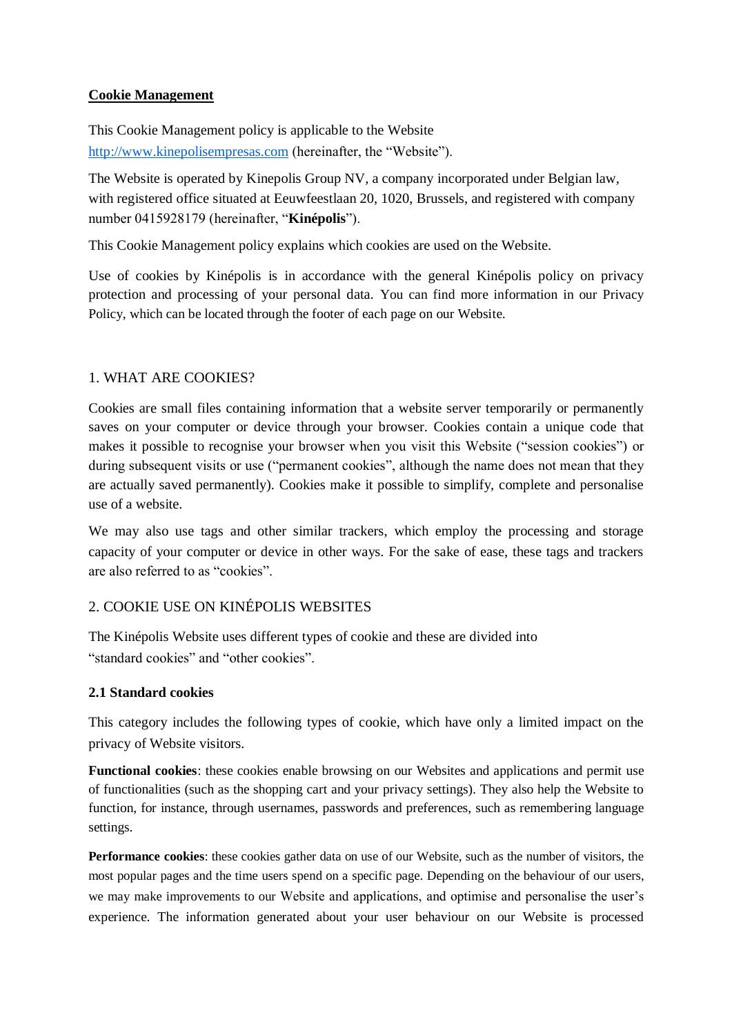**Cookie Management**

This Cookie Management policy is applicable to the Website http://www.kinepolisempresas.com (hereinafter, the "Website").

The Website is operated by Kinepolis Group NV, a company incorporated under Belgian law, with registered office situated at Eeuwfeestlaan 20, 1020, Brussels, and registered with company number 0415928179 (hereinafter, "**Kinépolis**").

This Cookie Management policy explains which cookies are used on the Website.

Use of cookies by Kinépolis is in accordance with the general Kinépolis policy on privacy protection and processing of your personal data. You can find more information in our Privacy Policy, which can be located through the footer of each page on our Website.

## 1. WHAT ARE COOKIES?

Cookies are small files containing information that a website server temporarily or permanently saves on your computer or device through your browser. Cookies contain a unique code that makes it possible to recognise your browser when you visit this Website ("session cookies") or during subsequent visits or use ("permanent cookies", although the name does not mean that they are actually saved permanently). Cookies make it possible to simplify, complete and personalise use of a website.

We may also use tags and other similar trackers, which employ the processing and storage capacity of your computer or device in other ways. For the sake of ease, these tags and trackers are also referred to as "cookies".

## 2. COOKIE USE ON KINÉPOLIS WEBSITES

The Kinépolis Website uses different types of cookie and these are divided into "standard cookies" and "other cookies".

### 2.1 Standard cookies

This category includes the following types of cookie, which have only a limited impact on the privacy of Website visitors.

**Functional cookies**: these cookies enable browsing on our Websites and applications and permit use of functionalities (such as the shopping cart and your privacy settings). They also help the Website to function, for instance, through usernames, passwords and preferences, such as remembering language settings.

**Performance cookies**: these cookies gather data on use of our Website, such as the number of visitors, the most popular pages and the time users spend on a specific page. Depending on the behaviour of our users, we may make improvements to our Website and applications, and optimise and personalise the user's experience. The information generated about your user behaviour on our Website is processed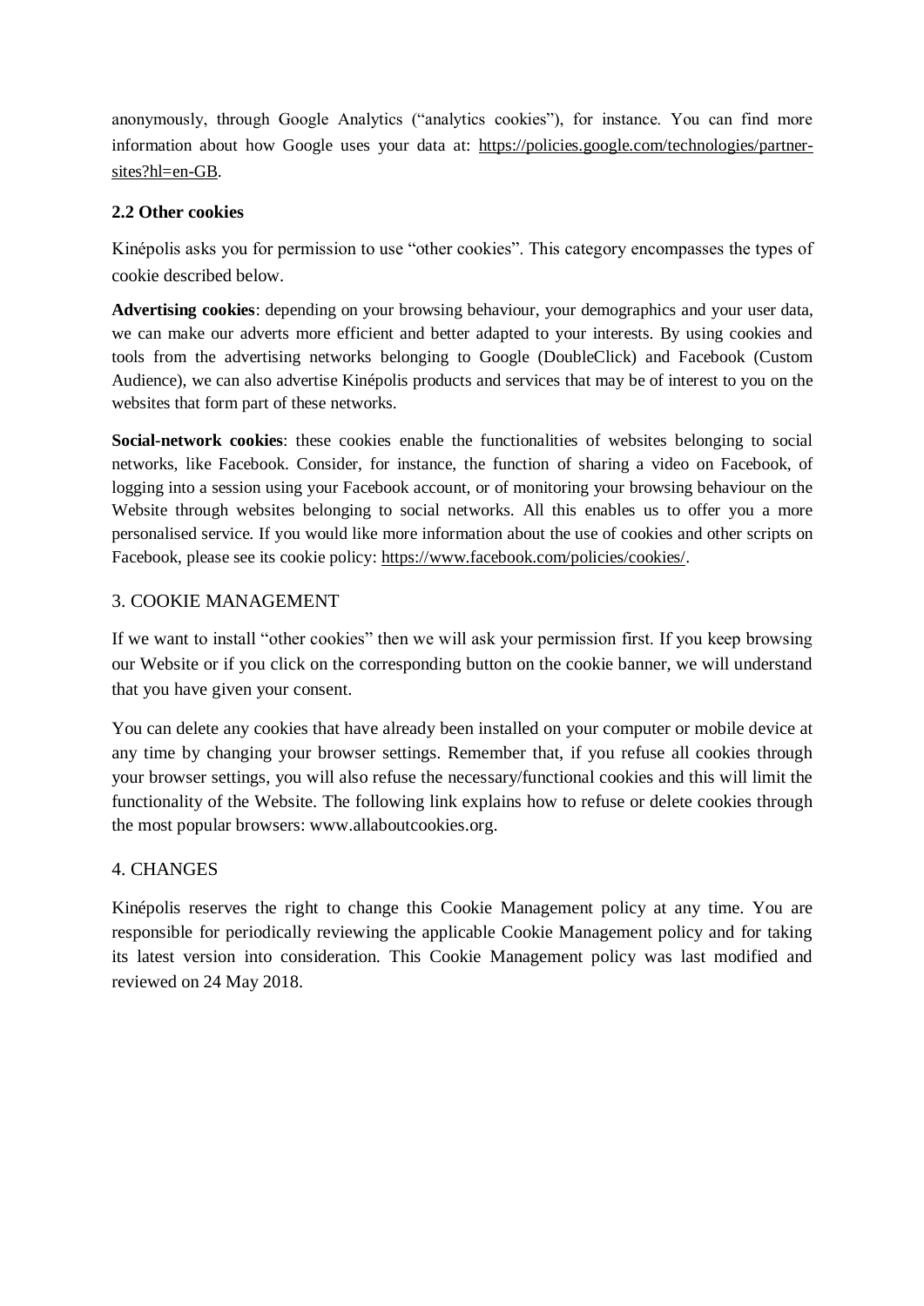anonymously, through Google Analytics ("analytics cookies"), for instance. You can find more information about how Google uses your data at: [https://policies.google.com/technologies/partner-sites?hl=en-GB](https://policies.google.com/technologies/partner-sites?hl=en-GB).

### 2.2 Other cookies

Kinépolis asks you for permission to use "other cookies". This category encompasses the types of cookie described below.

**Advertising cookies**: depending on your browsing behaviour, your demographics and your user data, we can make our adverts more efficient and better adapted to your interests. By using cookies and tools from the advertising networks belonging to Google (DoubleClick) and Facebook (Custom Audience), we can also advertise Kinépolis products and services that may be of interest to you on the websites that form part of these networks.

**Social-network cookies**: these cookies enable the functionalities of websites belonging to social networks, like Facebook. Consider, for instance, the function of sharing a video on Facebook, of logging into a session using your Facebook account, or of monitoring your browsing behaviour on the Website through websites belonging to social networks. All this enables us to offer you a more personalised service. If you would like more information about the use of cookies and other scripts on Facebook, please see its cookie policy: [https://www.facebook.com/policies/cookies/](https://www.facebook.com/policies/cookies/).

## 3. COOKIE MANAGEMENT

If we want to install "other cookies" then we will ask your permission first. If you keep browsing our Website or if you click on the corresponding button on the cookie banner, we will understand that you have given your consent.

You can delete any cookies that have already been installed on your computer or mobile device at any time by changing your browser settings. Remember that, if you refuse all cookies through your browser settings, you will also refuse the necessary/functional cookies and this will limit the functionality of the Website. The following link explains how to refuse or delete cookies through the most popular browsers: www.allaboutcookies.org.

## 4. CHANGES

Kinépolis reserves the right to change this Cookie Management policy at any time. You are responsible for periodically reviewing the applicable Cookie Management policy and for taking its latest version into consideration. This Cookie Management policy was last modified and reviewed on 24 May 2018.